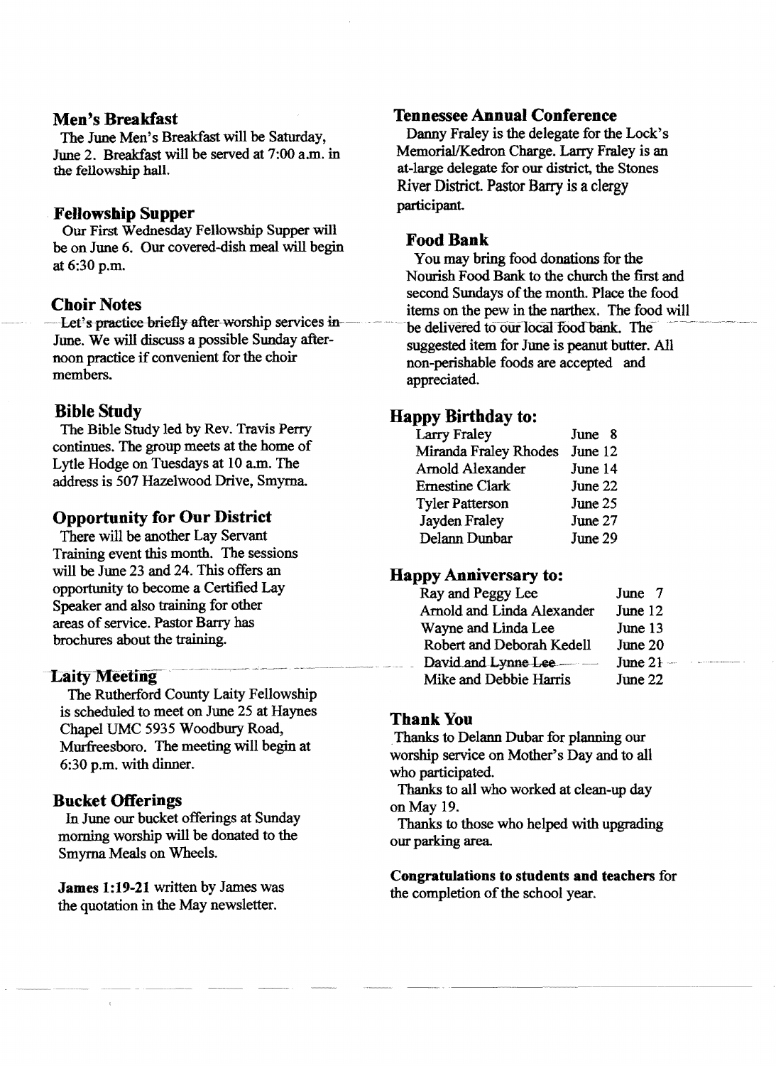## Men's Breakfast

The June Men's Breakfast will be Saturday, June 2. Breakfast will be served at 7:00 a.m. in the fellowship hall.

## Fellowship Supper

Our First Wednesday Fellowship Supper will be on June 6. Our covered-dish meal will begin at 6:30 p.m.

## Choir Notes

Let's practice briefly after worship services in June. We will discuss a possible Sunday afternoon practice if convenient for the choir members.

## Bible Study

The Bible Study led by Rev. Travis Perry continues. The group meets at the home of Lytle Hodge on Tuesdays at 10 a.m. The address is 507 Hazelwood Drive, Smyrna.

## Opportunity for Our District

There will be another Lay Servant Training event this month. The sessions will be June 23 and 24. This offers an opportunity to become a Certified Lay Speaker and also training for other areas of service. Pastor Barry has brochures about the training.

## Laity Meeting

The Rutherford County Laity Fellowship is scheduled to meet on June 25 at Haynes Chapel UMC 5935 Woodbury Road, Murfreesboro. The meeting will begin at 6:30 p.m. with dinner.

## Bucket Offerings

In June our bucket offerings at Sunday morning worship will be donated to the Smyrna Meals on Wheels.

**James 1:19-21** written by James was the quotation in the May newsletter.

## Tennessee Annual Conference

Danny Fraley is the delegate for the Lock's Memorial/Kedron Charge. Larry Fraley is an at-large delegate for our district, the Stones River District. Pastor Barry is a clergy participant.

## Food Bank

You may bring food donations for the Nourish Food Bank to the church the first and second Sundays of the month. Place the food items on the pew in the narthex. The food will be delivered to our local food bank. The suggested item for June is peanut butter. All non-perishable foods are accepted and appreciated.

## Happy Birthday to:

| | |
|---|---|
| Larry Fraley | June 8 |
| Miranda Fraley Rhodes | June 12 |
| Arnold Alexander | June 14 |
| Ernestine Clark | June 22 |
| Tyler Patterson | June 25 |
| Jayden Fraley | June 27 |
| Delann Dunbar | June 29 |

## Happy Anniversary to:

| | |
|---|---|
| Ray and Peggy Lee | June 7 |
| Arnold and Linda Alexander | June 12 |
| Wayne and Linda Lee | June 13 |
| Robert and Deborah Kedell | June 20 |
| David and Lynne Lee | June 21 |
| Mike and Debbie Harris | June 22 |

## Thank You

Thanks to Delann Dubar for planning our worship service on Mother's Day and to all who participated.

Thanks to all who worked at clean-up day on May 19.

Thanks to those who helped with upgrading our parking area.

**Congratulations to students and teachers** for the completion of the school year.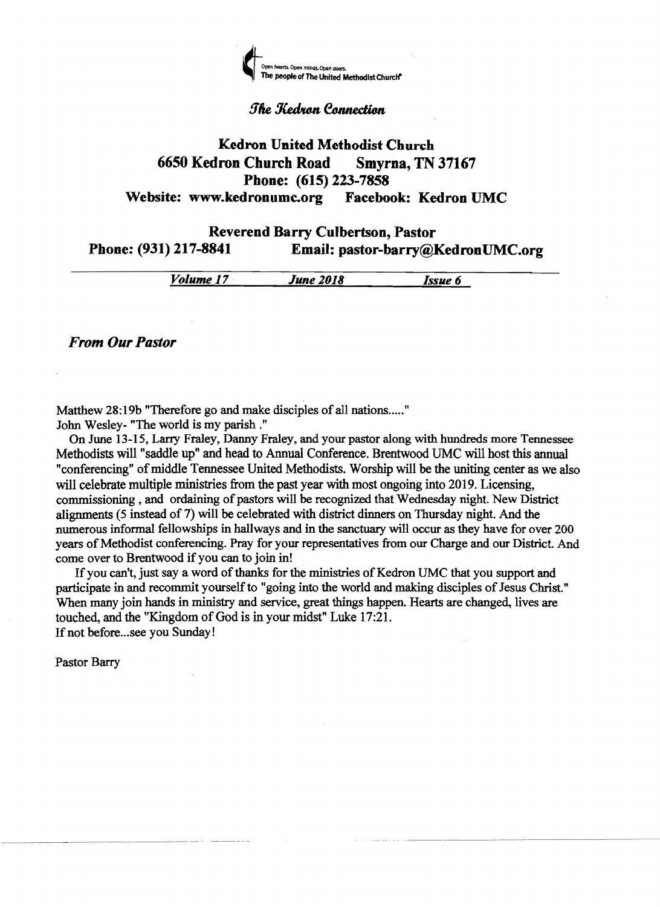Open hearts. Open minds. Open doors.
The people of The United Methodist Church®

*The Kedron Connection*

# Kedron United Methodist Church

**6650 Kedron Church Road    Smyrna, TN 37167**

**Phone: (615) 223-7858**

**Website: www.kedronumc.org    Facebook: Kedron UMC**

**Reverend Barry Culbertson, Pastor**

**Phone: (931) 217-8841    Email: pastor-barry@KedronUMC.org**

*Volume 17*    *June 2018*    *Issue 6*

## *From Our Pastor*

Matthew 28:19b "Therefore go and make disciples of all nations....."
John Wesley- "The world is my parish ."

On June 13-15, Larry Fraley, Danny Fraley, and your pastor along with hundreds more Tennessee Methodists will "saddle up" and head to Annual Conference. Brentwood UMC will host this annual "conferencing" of middle Tennessee United Methodists. Worship will be the uniting center as we also will celebrate multiple ministries from the past year with most ongoing into 2019. Licensing, commissioning , and ordaining of pastors will be recognized that Wednesday night. New District alignments (5 instead of 7) will be celebrated with district dinners on Thursday night. And the numerous informal fellowships in hallways and in the sanctuary will occur as they have for over 200 years of Methodist conferencing. Pray for your representatives from our Charge and our District. And come over to Brentwood if you can to join in!

If you can't, just say a word of thanks for the ministries of Kedron UMC that you support and participate in and recommit yourself to "going into the world and making disciples of Jesus Christ." When many join hands in ministry and service, great things happen. Hearts are changed, lives are touched, and the "Kingdom of God is in your midst" Luke 17:21.
If not before...see you Sunday!

Pastor Barry